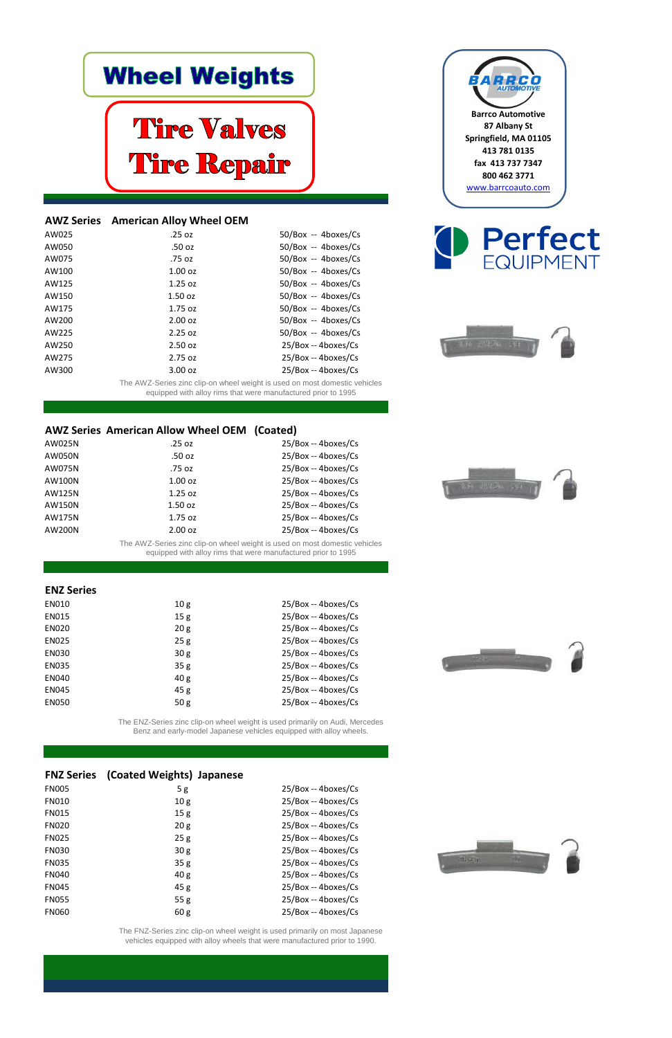# Wheel Weights

# Tire Valves
# Tire Repair

**Barrco Automotive**
**87 Albany St**
**Springfield, MA 01105**
**413 781 0135**
**fax 413 737 7347**
**800 462 3771**
www.barrcoauto.com

**Perfect EQUIPMENT**

## AWZ Series American Alloy Wheel OEM

| | | |
|---|---|---|
| AW025 | .25 oz | 50/Box -- 4boxes/Cs |
| AW050 | .50 oz | 50/Box -- 4boxes/Cs |
| AW075 | .75 oz | 50/Box -- 4boxes/Cs |
| AW100 | 1.00 oz | 50/Box -- 4boxes/Cs |
| AW125 | 1.25 oz | 50/Box -- 4boxes/Cs |
| AW150 | 1.50 oz | 50/Box -- 4boxes/Cs |
| AW175 | 1.75 oz | 50/Box -- 4boxes/Cs |
| AW200 | 2.00 oz | 50/Box -- 4boxes/Cs |
| AW225 | 2.25 oz | 50/Box -- 4boxes/Cs |
| AW250 | 2.50 oz | 25/Box -- 4boxes/Cs |
| AW275 | 2.75 oz | 25/Box -- 4boxes/Cs |
| AW300 | 3.00 oz | 25/Box -- 4boxes/Cs |

The AWZ-Series zinc clip-on wheel weight is used on most domestic vehicles equipped with alloy rims that were manufactured prior to 1995

## AWZ Series American Allow Wheel OEM (Coated)

| | | |
|---|---|---|
| AW025N | .25 oz | 25/Box -- 4boxes/Cs |
| AW050N | .50 oz | 25/Box -- 4boxes/Cs |
| AW075N | .75 oz | 25/Box -- 4boxes/Cs |
| AW100N | 1.00 oz | 25/Box -- 4boxes/Cs |
| AW125N | 1.25 oz | 25/Box -- 4boxes/Cs |
| AW150N | 1.50 oz | 25/Box -- 4boxes/Cs |
| AW175N | 1.75 oz | 25/Box -- 4boxes/Cs |
| AW200N | 2.00 oz | 25/Box -- 4boxes/Cs |

The AWZ-Series zinc clip-on wheel weight is used on most domestic vehicles equipped with alloy rims that were manufactured prior to 1995

## ENZ Series

| | | |
|---|---|---|
| EN010 | 10 g | 25/Box -- 4boxes/Cs |
| EN015 | 15 g | 25/Box -- 4boxes/Cs |
| EN020 | 20 g | 25/Box -- 4boxes/Cs |
| EN025 | 25 g | 25/Box -- 4boxes/Cs |
| EN030 | 30 g | 25/Box -- 4boxes/Cs |
| EN035 | 35 g | 25/Box -- 4boxes/Cs |
| EN040 | 40 g | 25/Box -- 4boxes/Cs |
| EN045 | 45 g | 25/Box -- 4boxes/Cs |
| EN050 | 50 g | 25/Box -- 4boxes/Cs |

The ENZ-Series zinc clip-on wheel weight is used primarily on Audi, Mercedes Benz and early-model Japanese vehicles equipped with alloy wheels.

## FNZ Series (Coated Weights) Japanese

| | | |
|---|---|---|
| FN005 | 5 g | 25/Box -- 4boxes/Cs |
| FN010 | 10 g | 25/Box -- 4boxes/Cs |
| FN015 | 15 g | 25/Box -- 4boxes/Cs |
| FN020 | 20 g | 25/Box -- 4boxes/Cs |
| FN025 | 25 g | 25/Box -- 4boxes/Cs |
| FN030 | 30 g | 25/Box -- 4boxes/Cs |
| FN035 | 35 g | 25/Box -- 4boxes/Cs |
| FN040 | 40 g | 25/Box -- 4boxes/Cs |
| FN045 | 45 g | 25/Box -- 4boxes/Cs |
| FN055 | 55 g | 25/Box -- 4boxes/Cs |
| FN060 | 60 g | 25/Box -- 4boxes/Cs |

The FNZ-Series zinc clip-on wheel weight is used primarily on most Japanese vehicles equipped with alloy wheels that were manufactured prior to 1990.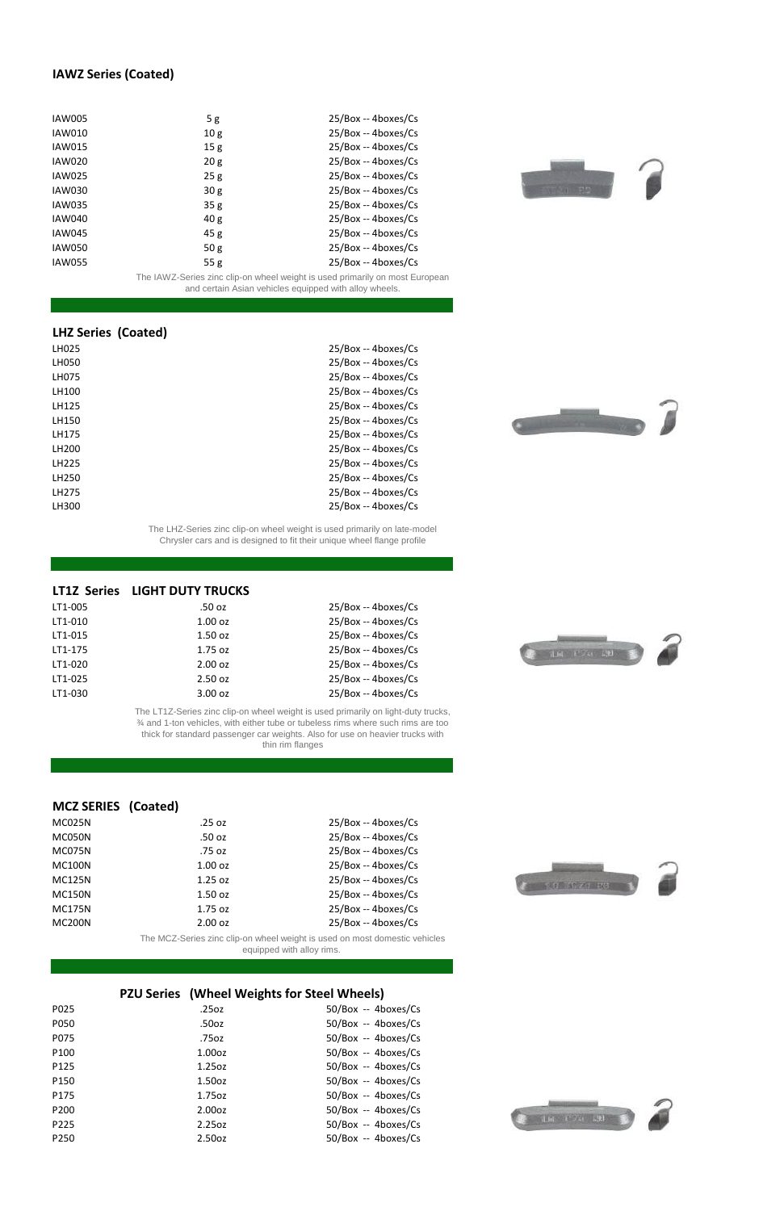### IAWZ Series (Coated)

| | | |
|---|---|---|
| IAW005 | 5 g | 25/Box -- 4boxes/Cs |
| IAW010 | 10 g | 25/Box -- 4boxes/Cs |
| IAW015 | 15 g | 25/Box -- 4boxes/Cs |
| IAW020 | 20 g | 25/Box -- 4boxes/Cs |
| IAW025 | 25 g | 25/Box -- 4boxes/Cs |
| IAW030 | 30 g | 25/Box -- 4boxes/Cs |
| IAW035 | 35 g | 25/Box -- 4boxes/Cs |
| IAW040 | 40 g | 25/Box -- 4boxes/Cs |
| IAW045 | 45 g | 25/Box -- 4boxes/Cs |
| IAW050 | 50 g | 25/Box -- 4boxes/Cs |
| IAW055 | 55 g | 25/Box -- 4boxes/Cs |

The IAWZ-Series zinc clip-on wheel weight is used primarily on most European and certain Asian vehicles equipped with alloy wheels.

### LHZ Series (Coated)

| | |
|---|---|
| LH025 | 25/Box -- 4boxes/Cs |
| LH050 | 25/Box -- 4boxes/Cs |
| LH075 | 25/Box -- 4boxes/Cs |
| LH100 | 25/Box -- 4boxes/Cs |
| LH125 | 25/Box -- 4boxes/Cs |
| LH150 | 25/Box -- 4boxes/Cs |
| LH175 | 25/Box -- 4boxes/Cs |
| LH200 | 25/Box -- 4boxes/Cs |
| LH225 | 25/Box -- 4boxes/Cs |
| LH250 | 25/Box -- 4boxes/Cs |
| LH275 | 25/Box -- 4boxes/Cs |
| LH300 | 25/Box -- 4boxes/Cs |

The LHZ-Series zinc clip-on wheel weight is used primarily on late-model Chrysler cars and is designed to fit their unique wheel flange profile

### LT1Z Series LIGHT DUTY TRUCKS

| | | |
|---|---|---|
| LT1-005 | .50 oz | 25/Box -- 4boxes/Cs |
| LT1-010 | 1.00 oz | 25/Box -- 4boxes/Cs |
| LT1-015 | 1.50 oz | 25/Box -- 4boxes/Cs |
| LT1-175 | 1.75 oz | 25/Box -- 4boxes/Cs |
| LT1-020 | 2.00 oz | 25/Box -- 4boxes/Cs |
| LT1-025 | 2.50 oz | 25/Box -- 4boxes/Cs |
| LT1-030 | 3.00 oz | 25/Box -- 4boxes/Cs |

The LT1Z-Series zinc clip-on wheel weight is used primarily on light-duty trucks, ¾ and 1-ton vehicles, with either tube or tubeless rims where such rims are too thick for standard passenger car weights. Also for use on heavier trucks with thin rim flanges

### MCZ SERIES (Coated)

| | | |
|---|---|---|
| MC025N | .25 oz | 25/Box -- 4boxes/Cs |
| MC050N | .50 oz | 25/Box -- 4boxes/Cs |
| MC075N | .75 oz | 25/Box -- 4boxes/Cs |
| MC100N | 1.00 oz | 25/Box -- 4boxes/Cs |
| MC125N | 1.25 oz | 25/Box -- 4boxes/Cs |
| MC150N | 1.50 oz | 25/Box -- 4boxes/Cs |
| MC175N | 1.75 oz | 25/Box -- 4boxes/Cs |
| MC200N | 2.00 oz | 25/Box -- 4boxes/Cs |

The MCZ-Series zinc clip-on wheel weight is used on most domestic vehicles equipped with alloy rims.

### PZU Series (Wheel Weights for Steel Wheels)

| | | |
|---|---|---|
| P025 | .25oz | 50/Box -- 4boxes/Cs |
| P050 | .50oz | 50/Box -- 4boxes/Cs |
| P075 | .75oz | 50/Box -- 4boxes/Cs |
| P100 | 1.00oz | 50/Box -- 4boxes/Cs |
| P125 | 1.25oz | 50/Box -- 4boxes/Cs |
| P150 | 1.50oz | 50/Box -- 4boxes/Cs |
| P175 | 1.75oz | 50/Box -- 4boxes/Cs |
| P200 | 2.00oz | 50/Box -- 4boxes/Cs |
| P225 | 2.25oz | 50/Box -- 4boxes/Cs |
| P250 | 2.50oz | 50/Box -- 4boxes/Cs |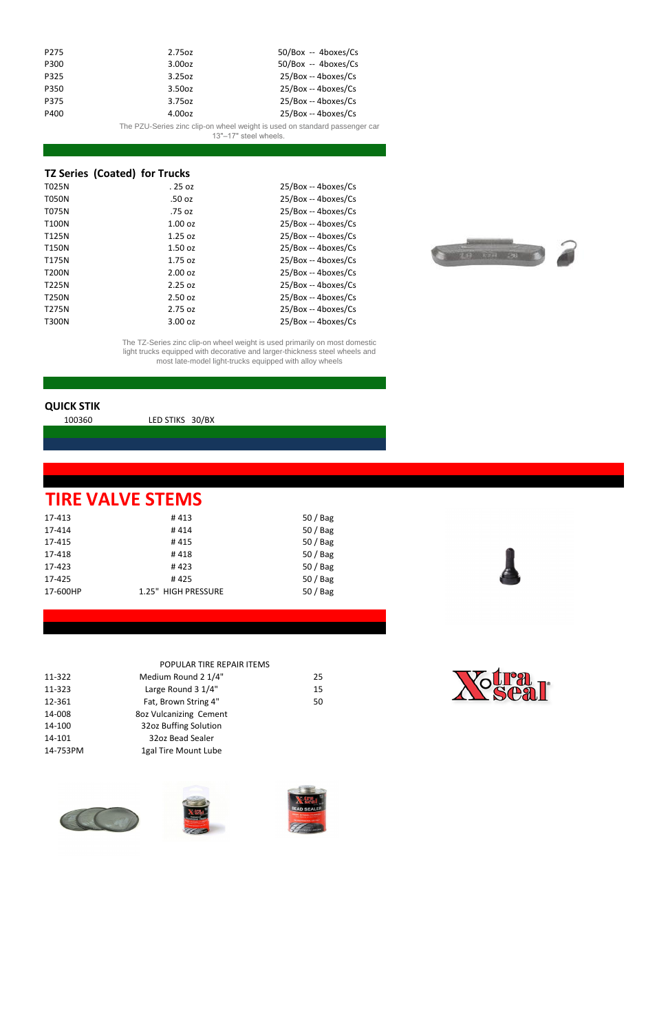| | | |
|---|---|---|
| P275 | 2.75oz | 50/Box -- 4boxes/Cs |
| P300 | 3.00oz | 50/Box -- 4boxes/Cs |
| P325 | 3.25oz | 25/Box -- 4boxes/Cs |
| P350 | 3.50oz | 25/Box -- 4boxes/Cs |
| P375 | 3.75oz | 25/Box -- 4boxes/Cs |
| P400 | 4.00oz | 25/Box -- 4boxes/Cs |

The PZU-Series zinc clip-on wheel weight is used on standard passenger car 13"–17" steel wheels.

## TZ Series (Coated) for Trucks

| | | |
|---|---|---|
| T025N | . 25 oz | 25/Box -- 4boxes/Cs |
| T050N | .50 oz | 25/Box -- 4boxes/Cs |
| T075N | .75 oz | 25/Box -- 4boxes/Cs |
| T100N | 1.00 oz | 25/Box -- 4boxes/Cs |
| T125N | 1.25 oz | 25/Box -- 4boxes/Cs |
| T150N | 1.50 oz | 25/Box -- 4boxes/Cs |
| T175N | 1.75 oz | 25/Box -- 4boxes/Cs |
| T200N | 2.00 oz | 25/Box -- 4boxes/Cs |
| T225N | 2.25 oz | 25/Box -- 4boxes/Cs |
| T250N | 2.50 oz | 25/Box -- 4boxes/Cs |
| T275N | 2.75 oz | 25/Box -- 4boxes/Cs |
| T300N | 3.00 oz | 25/Box -- 4boxes/Cs |

The TZ-Series zinc clip-on wheel weight is used primarily on most domestic light trucks equipped with decorative and larger-thickness steel wheels and most late-model light-trucks equipped with alloy wheels

## QUICK STIK

| | |
|---|---|
| 100360 | LED STIKS 30/BX |

# TIRE VALVE STEMS

| | | |
|---|---|---|
| 17-413 | # 413 | 50 / Bag |
| 17-414 | # 414 | 50 / Bag |
| 17-415 | # 415 | 50 / Bag |
| 17-418 | # 418 | 50 / Bag |
| 17-423 | # 423 | 50 / Bag |
| 17-425 | # 425 | 50 / Bag |
| 17-600HP | 1.25" HIGH PRESSURE | 50 / Bag |

POPULAR TIRE REPAIR ITEMS

| | | |
|---|---|---|
| 11-322 | Medium Round 2 1/4" | 25 |
| 11-323 | Large Round 3 1/4" | 15 |
| 12-361 | Fat, Brown String 4" | 50 |
| 14-008 | 8oz Vulcanizing Cement | |
| 14-100 | 32oz Buffing Solution | |
| 14-101 | 32oz Bead Sealer | |
| 14-753PM | 1gal Tire Mount Lube | |